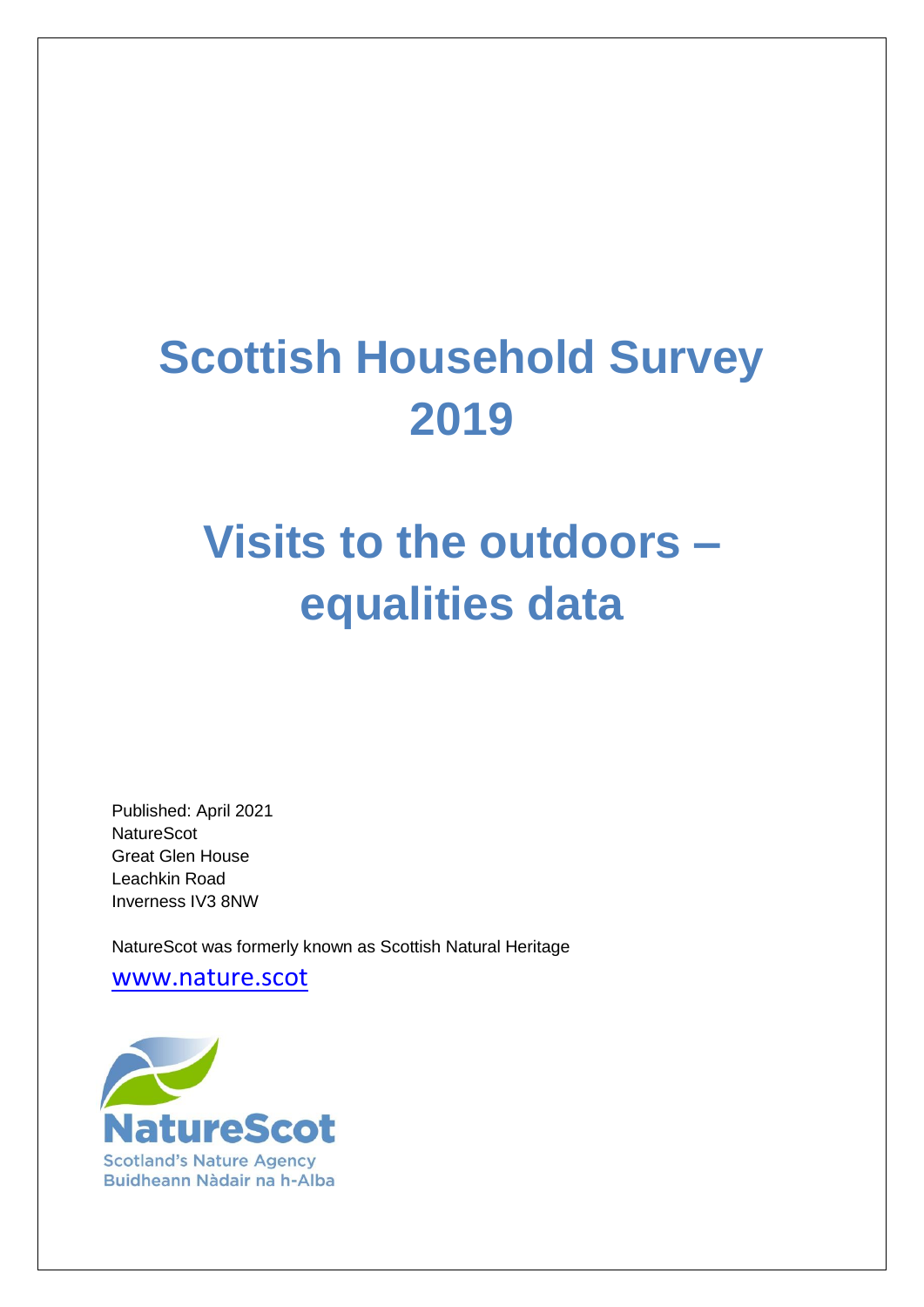# Scottish Household Survey 2019

# Visits to the outdoors – equalities data

Published: April 2021
NatureScot
Great Glen House
Leachkin Road
Inverness IV3 8NW

NatureScot was formerly known as Scottish Natural Heritage

www.nature.scot

NatureScot
Scotland's Nature Agency
Buidheann Nàdair na h-Alba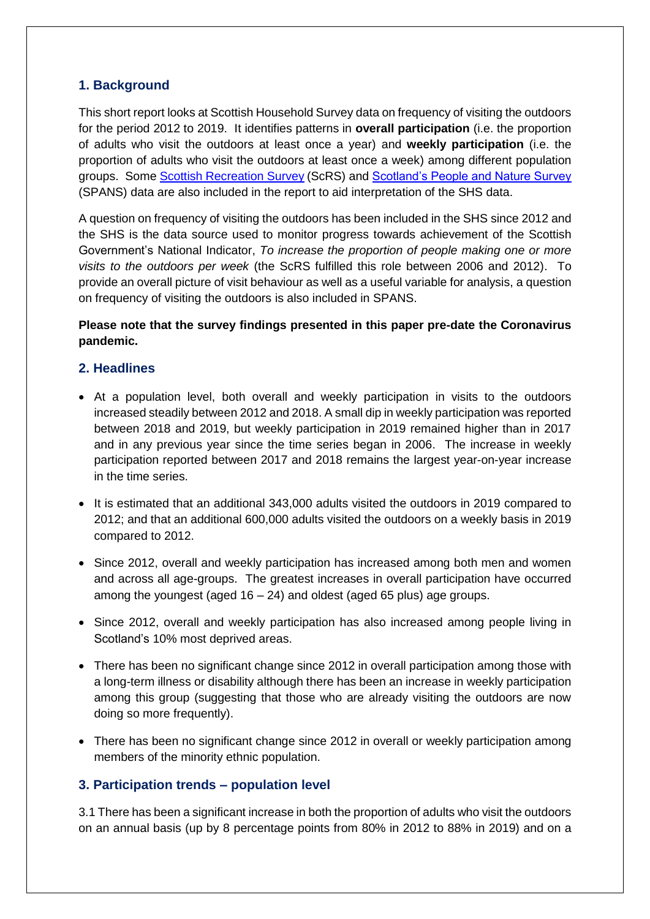## 1. Background

This short report looks at Scottish Household Survey data on frequency of visiting the outdoors for the period 2012 to 2019. It identifies patterns in **overall participation** (i.e. the proportion of adults who visit the outdoors at least once a year) and **weekly participation** (i.e. the proportion of adults who visit the outdoors at least once a week) among different population groups. Some Scottish Recreation Survey (ScRS) and Scotland's People and Nature Survey (SPANS) data are also included in the report to aid interpretation of the SHS data.

A question on frequency of visiting the outdoors has been included in the SHS since 2012 and the SHS is the data source used to monitor progress towards achievement of the Scottish Government's National Indicator, *To increase the proportion of people making one or more visits to the outdoors per week* (the ScRS fulfilled this role between 2006 and 2012). To provide an overall picture of visit behaviour as well as a useful variable for analysis, a question on frequency of visiting the outdoors is also included in SPANS.

**Please note that the survey findings presented in this paper pre-date the Coronavirus pandemic.**

## 2. Headlines

- At a population level, both overall and weekly participation in visits to the outdoors increased steadily between 2012 and 2018. A small dip in weekly participation was reported between 2018 and 2019, but weekly participation in 2019 remained higher than in 2017 and in any previous year since the time series began in 2006. The increase in weekly participation reported between 2017 and 2018 remains the largest year-on-year increase in the time series.
- It is estimated that an additional 343,000 adults visited the outdoors in 2019 compared to 2012; and that an additional 600,000 adults visited the outdoors on a weekly basis in 2019 compared to 2012.
- Since 2012, overall and weekly participation has increased among both men and women and across all age-groups. The greatest increases in overall participation have occurred among the youngest (aged 16 – 24) and oldest (aged 65 plus) age groups.
- Since 2012, overall and weekly participation has also increased among people living in Scotland's 10% most deprived areas.
- There has been no significant change since 2012 in overall participation among those with a long-term illness or disability although there has been an increase in weekly participation among this group (suggesting that those who are already visiting the outdoors are now doing so more frequently).
- There has been no significant change since 2012 in overall or weekly participation among members of the minority ethnic population.

## 3. Participation trends – population level

3.1 There has been a significant increase in both the proportion of adults who visit the outdoors on an annual basis (up by 8 percentage points from 80% in 2012 to 88% in 2019) and on a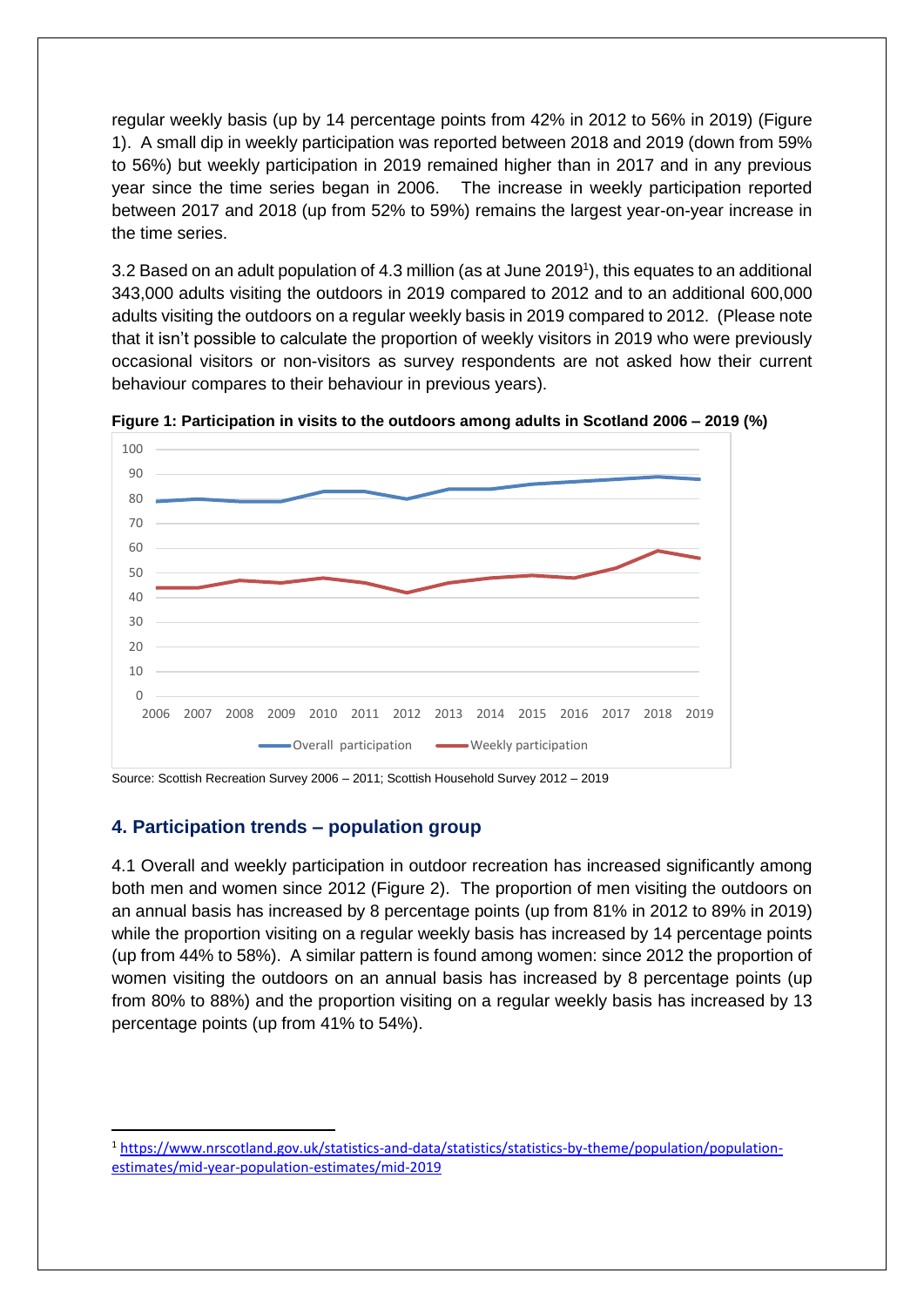regular weekly basis (up by 14 percentage points from 42% in 2012 to 56% in 2019) (Figure 1). A small dip in weekly participation was reported between 2018 and 2019 (down from 59% to 56%) but weekly participation in 2019 remained higher than in 2017 and in any previous year since the time series began in 2006. The increase in weekly participation reported between 2017 and 2018 (up from 52% to 59%) remains the largest year-on-year increase in the time series.

3.2 Based on an adult population of 4.3 million (as at June 2019[1]), this equates to an additional 343,000 adults visiting the outdoors in 2019 compared to 2012 and to an additional 600,000 adults visiting the outdoors on a regular weekly basis in 2019 compared to 2012. (Please note that it isn't possible to calculate the proportion of weekly visitors in 2019 who were previously occasional visitors or non-visitors as survey respondents are not asked how their current behaviour compares to their behaviour in previous years).

**Figure 1: Participation in visits to the outdoors among adults in Scotland 2006 – 2019 (%)**

Source: Scottish Recreation Survey 2006 – 2011; Scottish Household Survey 2012 – 2019

## 4. Participation trends – population group

4.1 Overall and weekly participation in outdoor recreation has increased significantly among both men and women since 2012 (Figure 2). The proportion of men visiting the outdoors on an annual basis has increased by 8 percentage points (up from 81% in 2012 to 89% in 2019) while the proportion visiting on a regular weekly basis has increased by 14 percentage points (up from 44% to 58%). A similar pattern is found among women: since 2012 the proportion of women visiting the outdoors on an annual basis has increased by 8 percentage points (up from 80% to 88%) and the proportion visiting on a regular weekly basis has increased by 13 percentage points (up from 41% to 54%).

[1] https://www.nrscotland.gov.uk/statistics-and-data/statistics/statistics-by-theme/population/population-estimates/mid-year-population-estimates/mid-2019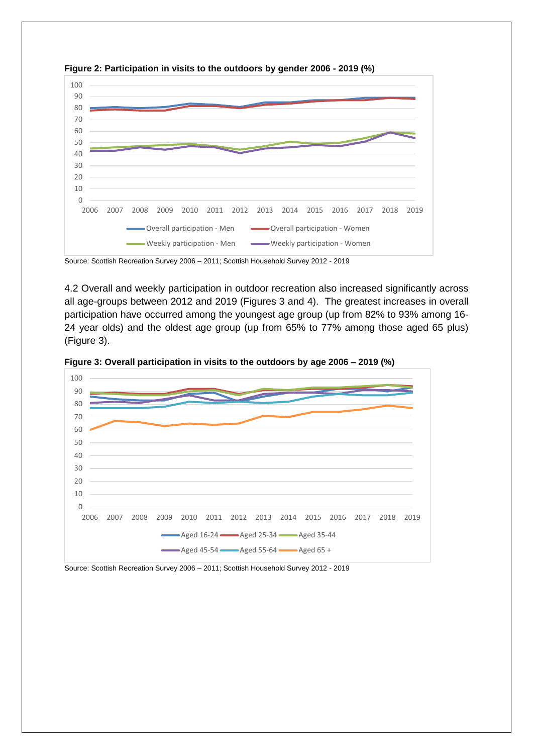**Figure 2: Participation in visits to the outdoors by gender 2006 - 2019 (%)**

Source: Scottish Recreation Survey 2006 – 2011; Scottish Household Survey 2012 - 2019

4.2 Overall and weekly participation in outdoor recreation also increased significantly across all age-groups between 2012 and 2019 (Figures 3 and 4). The greatest increases in overall participation have occurred among the youngest age group (up from 82% to 93% among 16-24 year olds) and the oldest age group (up from 65% to 77% among those aged 65 plus) (Figure 3).

**Figure 3: Overall participation in visits to the outdoors by age 2006 – 2019 (%)**

Source: Scottish Recreation Survey 2006 – 2011; Scottish Household Survey 2012 - 2019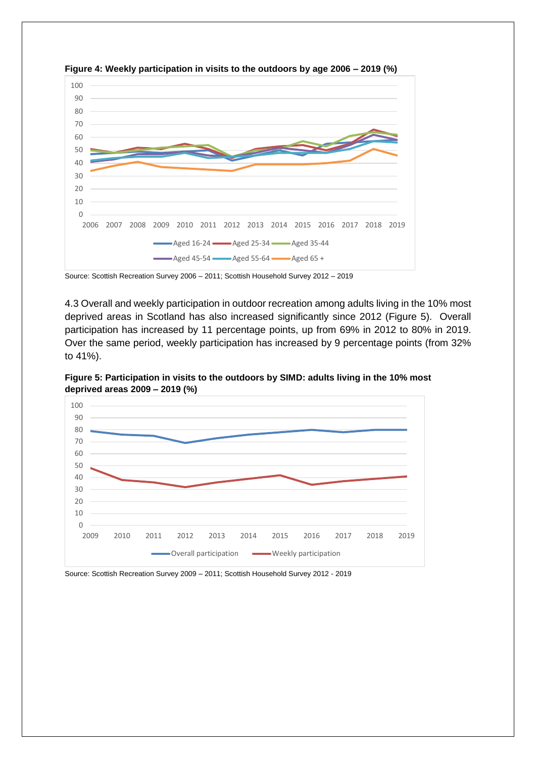**Figure 4: Weekly participation in visits to the outdoors by age 2006 – 2019 (%)**

Source: Scottish Recreation Survey 2006 – 2011; Scottish Household Survey 2012 – 2019

4.3 Overall and weekly participation in outdoor recreation among adults living in the 10% most deprived areas in Scotland has also increased significantly since 2012 (Figure 5). Overall participation has increased by 11 percentage points, up from 69% in 2012 to 80% in 2019. Over the same period, weekly participation has increased by 9 percentage points (from 32% to 41%).

**Figure 5: Participation in visits to the outdoors by SIMD: adults living in the 10% most deprived areas 2009 – 2019 (%)**

Source: Scottish Recreation Survey 2009 – 2011; Scottish Household Survey 2012 - 2019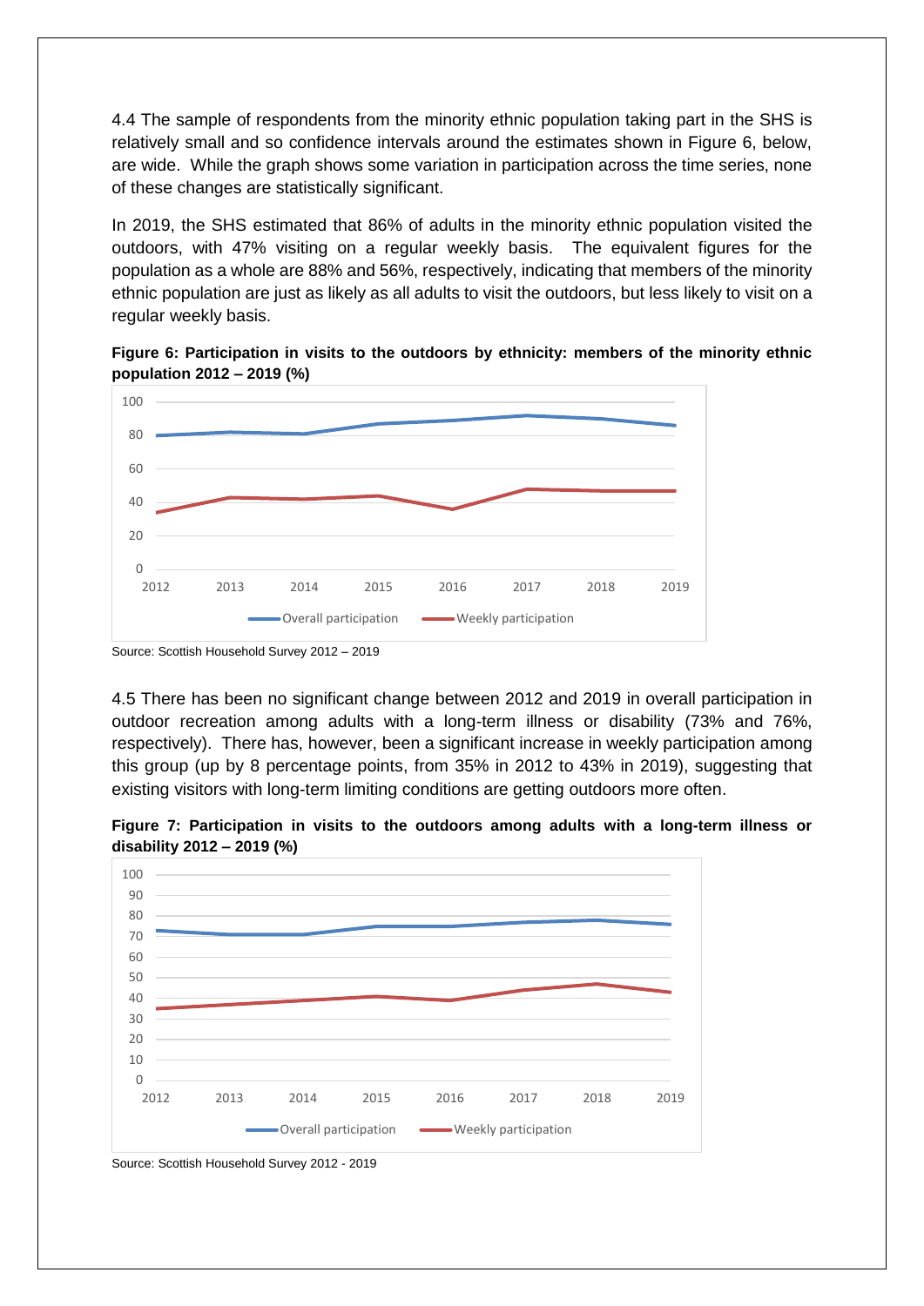4.4 The sample of respondents from the minority ethnic population taking part in the SHS is relatively small and so confidence intervals around the estimates shown in Figure 6, below, are wide. While the graph shows some variation in participation across the time series, none of these changes are statistically significant.

In 2019, the SHS estimated that 86% of adults in the minority ethnic population visited the outdoors, with 47% visiting on a regular weekly basis. The equivalent figures for the population as a whole are 88% and 56%, respectively, indicating that members of the minority ethnic population are just as likely as all adults to visit the outdoors, but less likely to visit on a regular weekly basis.

**Figure 6: Participation in visits to the outdoors by ethnicity: members of the minority ethnic population 2012 – 2019 (%)**

Source: Scottish Household Survey 2012 – 2019

4.5 There has been no significant change between 2012 and 2019 in overall participation in outdoor recreation among adults with a long-term illness or disability (73% and 76%, respectively). There has, however, been a significant increase in weekly participation among this group (up by 8 percentage points, from 35% in 2012 to 43% in 2019), suggesting that existing visitors with long-term limiting conditions are getting outdoors more often.

**Figure 7: Participation in visits to the outdoors among adults with a long-term illness or disability 2012 – 2019 (%)**

Source: Scottish Household Survey 2012 - 2019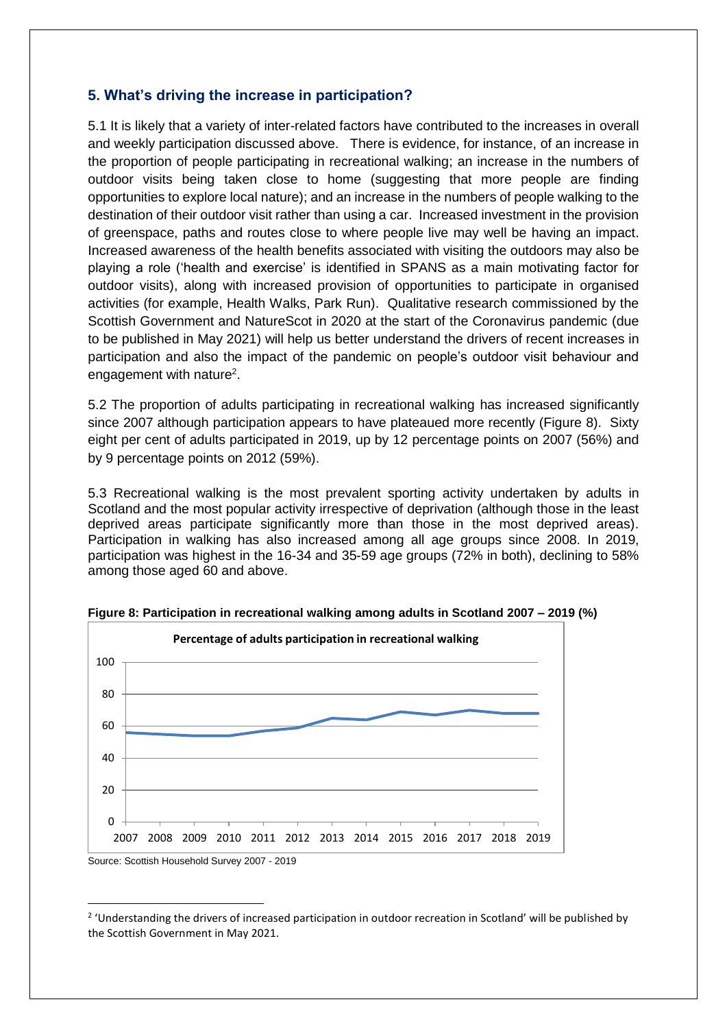## 5. What's driving the increase in participation?

5.1 It is likely that a variety of inter-related factors have contributed to the increases in overall and weekly participation discussed above. There is evidence, for instance, of an increase in the proportion of people participating in recreational walking; an increase in the numbers of outdoor visits being taken close to home (suggesting that more people are finding opportunities to explore local nature); and an increase in the numbers of people walking to the destination of their outdoor visit rather than using a car. Increased investment in the provision of greenspace, paths and routes close to where people live may well be having an impact. Increased awareness of the health benefits associated with visiting the outdoors may also be playing a role ('health and exercise' is identified in SPANS as a main motivating factor for outdoor visits), along with increased provision of opportunities to participate in organised activities (for example, Health Walks, Park Run). Qualitative research commissioned by the Scottish Government and NatureScot in 2020 at the start of the Coronavirus pandemic (due to be published in May 2021) will help us better understand the drivers of recent increases in participation and also the impact of the pandemic on people's outdoor visit behaviour and engagement with nature[2].

5.2 The proportion of adults participating in recreational walking has increased significantly since 2007 although participation appears to have plateaued more recently (Figure 8). Sixty eight per cent of adults participated in 2019, up by 12 percentage points on 2007 (56%) and by 9 percentage points on 2012 (59%).

5.3 Recreational walking is the most prevalent sporting activity undertaken by adults in Scotland and the most popular activity irrespective of deprivation (although those in the least deprived areas participate significantly more than those in the most deprived areas). Participation in walking has also increased among all age groups since 2008. In 2019, participation was highest in the 16-34 and 35-59 age groups (72% in both), declining to 58% among those aged 60 and above.

**Figure 8: Participation in recreational walking among adults in Scotland 2007 – 2019 (%)**

Source: Scottish Household Survey 2007 - 2019

[2] 'Understanding the drivers of increased participation in outdoor recreation in Scotland' will be published by the Scottish Government in May 2021.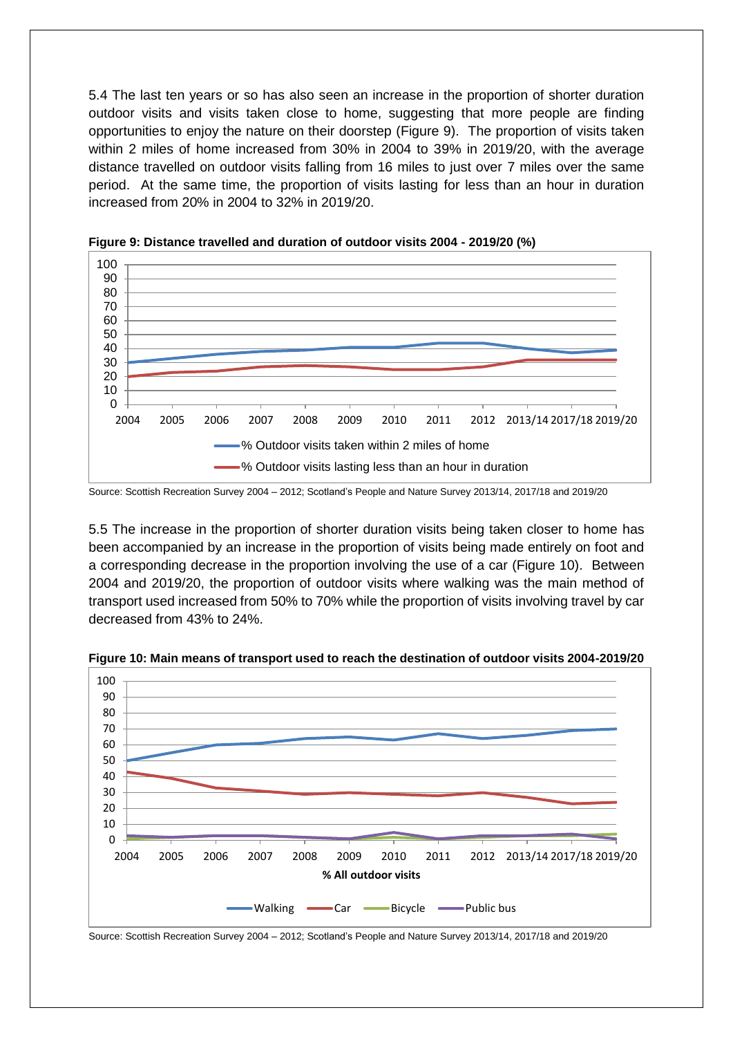5.4 The last ten years or so has also seen an increase in the proportion of shorter duration outdoor visits and visits taken close to home, suggesting that more people are finding opportunities to enjoy the nature on their doorstep (Figure 9). The proportion of visits taken within 2 miles of home increased from 30% in 2004 to 39% in 2019/20, with the average distance travelled on outdoor visits falling from 16 miles to just over 7 miles over the same period. At the same time, the proportion of visits lasting for less than an hour in duration increased from 20% in 2004 to 32% in 2019/20.

**Figure 9: Distance travelled and duration of outdoor visits 2004 - 2019/20 (%)**

Source: Scottish Recreation Survey 2004 – 2012; Scotland's People and Nature Survey 2013/14, 2017/18 and 2019/20

5.5 The increase in the proportion of shorter duration visits being taken closer to home has been accompanied by an increase in the proportion of visits being made entirely on foot and a corresponding decrease in the proportion involving the use of a car (Figure 10). Between 2004 and 2019/20, the proportion of outdoor visits where walking was the main method of transport used increased from 50% to 70% while the proportion of visits involving travel by car decreased from 43% to 24%.

**Figure 10: Main means of transport used to reach the destination of outdoor visits 2004-2019/20**

Source: Scottish Recreation Survey 2004 – 2012; Scotland's People and Nature Survey 2013/14, 2017/18 and 2019/20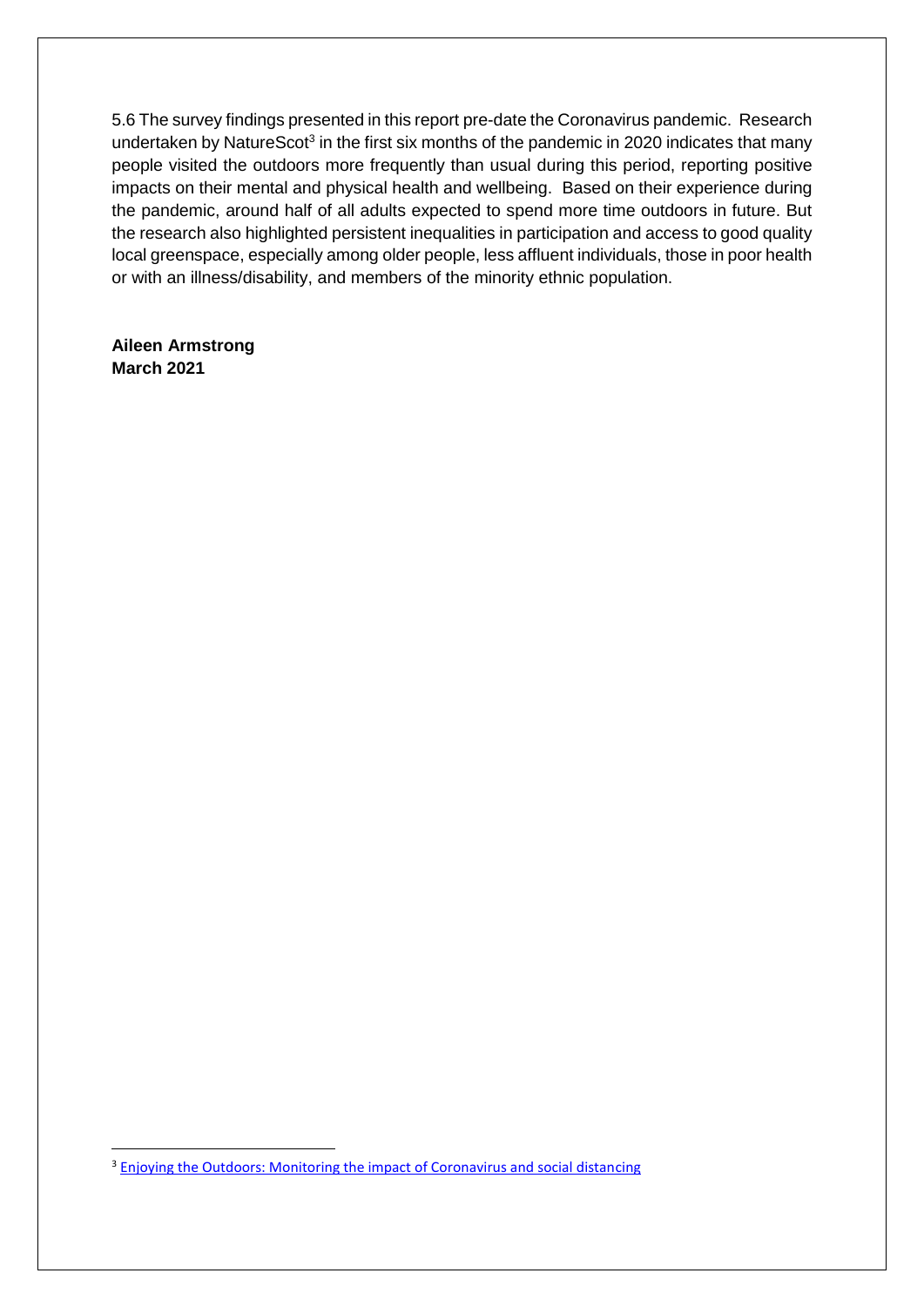5.6 The survey findings presented in this report pre-date the Coronavirus pandemic. Research undertaken by NatureScot[3] in the first six months of the pandemic in 2020 indicates that many people visited the outdoors more frequently than usual during this period, reporting positive impacts on their mental and physical health and wellbeing. Based on their experience during the pandemic, around half of all adults expected to spend more time outdoors in future. But the research also highlighted persistent inequalities in participation and access to good quality local greenspace, especially among older people, less affluent individuals, those in poor health or with an illness/disability, and members of the minority ethnic population.

**Aileen Armstrong**
**March 2021**

[3] Enjoying the Outdoors: Monitoring the impact of Coronavirus and social distancing